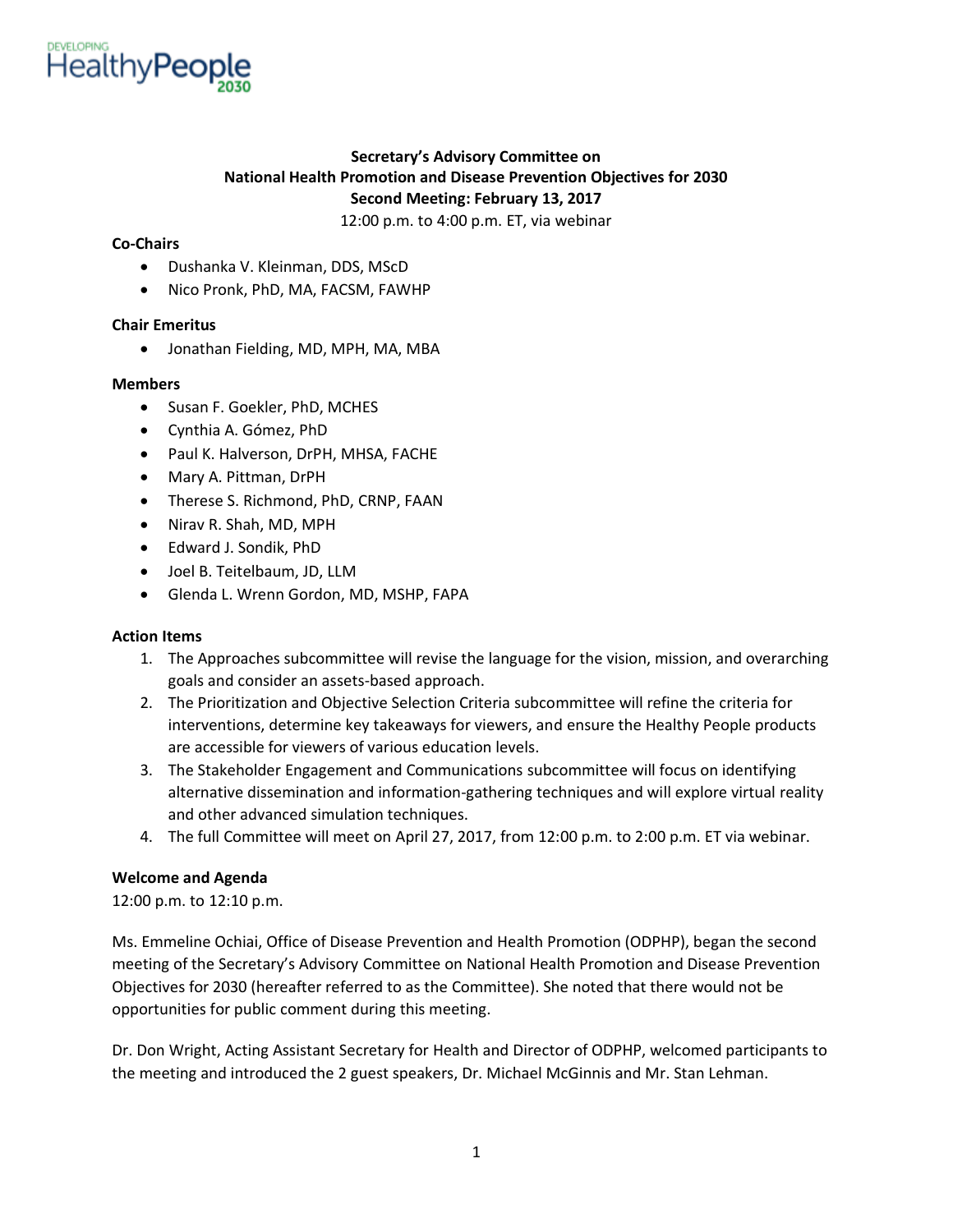DEVELOPING
HealthyPeople 2030

**Secretary's Advisory Committee on**
**National Health Promotion and Disease Prevention Objectives for 2030**
**Second Meeting: February 13, 2017**
12:00 p.m. to 4:00 p.m. ET, via webinar

**Co-Chairs**

- Dushanka V. Kleinman, DDS, MScD
- Nico Pronk, PhD, MA, FACSM, FAWHP

**Chair Emeritus**

- Jonathan Fielding, MD, MPH, MA, MBA

**Members**

- Susan F. Goekler, PhD, MCHES
- Cynthia A. Gómez, PhD
- Paul K. Halverson, DrPH, MHSA, FACHE
- Mary A. Pittman, DrPH
- Therese S. Richmond, PhD, CRNP, FAAN
- Nirav R. Shah, MD, MPH
- Edward J. Sondik, PhD
- Joel B. Teitelbaum, JD, LLM
- Glenda L. Wrenn Gordon, MD, MSHP, FAPA

**Action Items**

1. The Approaches subcommittee will revise the language for the vision, mission, and overarching goals and consider an assets-based approach.
2. The Prioritization and Objective Selection Criteria subcommittee will refine the criteria for interventions, determine key takeaways for viewers, and ensure the Healthy People products are accessible for viewers of various education levels.
3. The Stakeholder Engagement and Communications subcommittee will focus on identifying alternative dissemination and information-gathering techniques and will explore virtual reality and other advanced simulation techniques.
4. The full Committee will meet on April 27, 2017, from 12:00 p.m. to 2:00 p.m. ET via webinar.

**Welcome and Agenda**
12:00 p.m. to 12:10 p.m.

Ms. Emmeline Ochiai, Office of Disease Prevention and Health Promotion (ODPHP), began the second meeting of the Secretary's Advisory Committee on National Health Promotion and Disease Prevention Objectives for 2030 (hereafter referred to as the Committee). She noted that there would not be opportunities for public comment during this meeting.

Dr. Don Wright, Acting Assistant Secretary for Health and Director of ODPHP, welcomed participants to the meeting and introduced the 2 guest speakers, Dr. Michael McGinnis and Mr. Stan Lehman.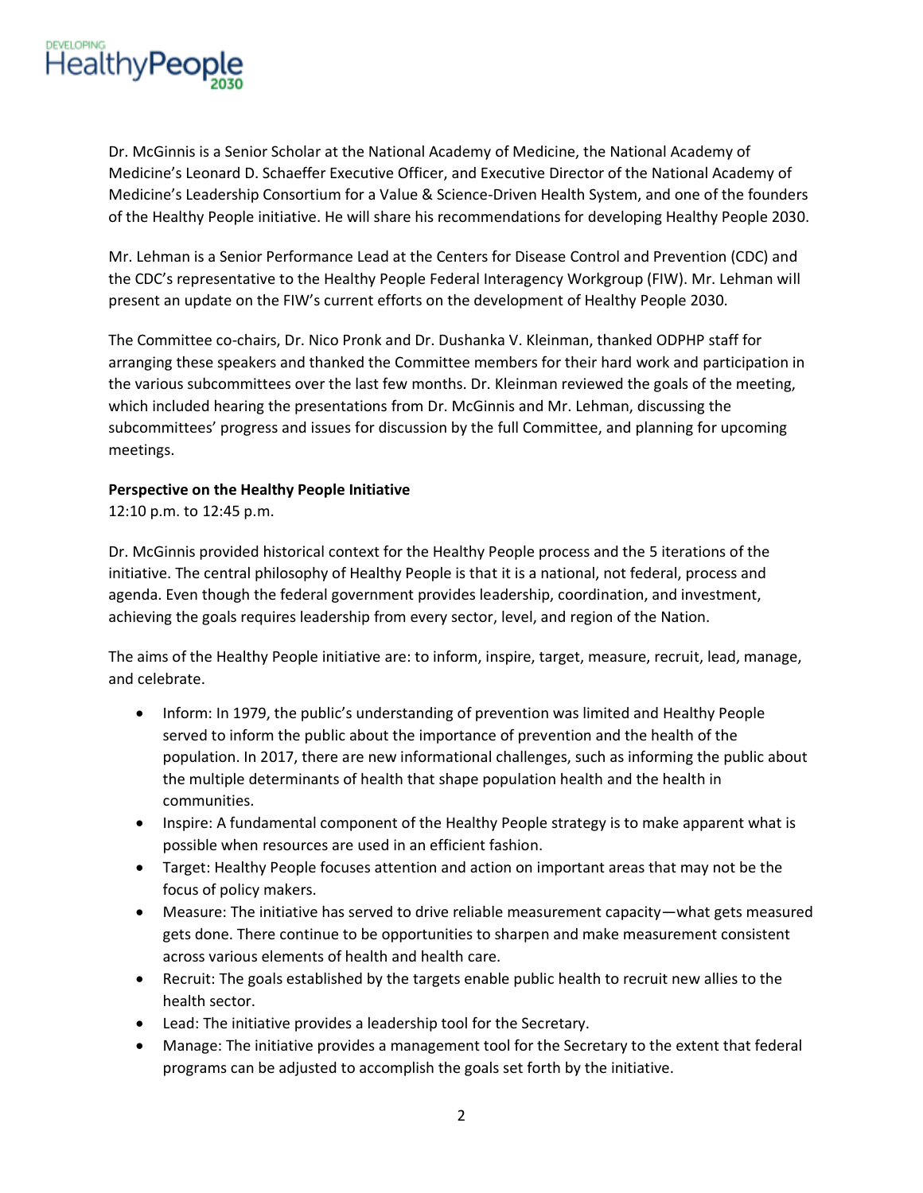Dr. McGinnis is a Senior Scholar at the National Academy of Medicine, the National Academy of Medicine's Leonard D. Schaeffer Executive Officer, and Executive Director of the National Academy of Medicine's Leadership Consortium for a Value & Science-Driven Health System, and one of the founders of the Healthy People initiative. He will share his recommendations for developing Healthy People 2030.

Mr. Lehman is a Senior Performance Lead at the Centers for Disease Control and Prevention (CDC) and the CDC's representative to the Healthy People Federal Interagency Workgroup (FIW). Mr. Lehman will present an update on the FIW's current efforts on the development of Healthy People 2030.

The Committee co-chairs, Dr. Nico Pronk and Dr. Dushanka V. Kleinman, thanked ODPHP staff for arranging these speakers and thanked the Committee members for their hard work and participation in the various subcommittees over the last few months. Dr. Kleinman reviewed the goals of the meeting, which included hearing the presentations from Dr. McGinnis and Mr. Lehman, discussing the subcommittees' progress and issues for discussion by the full Committee, and planning for upcoming meetings.

**Perspective on the Healthy People Initiative**
12:10 p.m. to 12:45 p.m.

Dr. McGinnis provided historical context for the Healthy People process and the 5 iterations of the initiative. The central philosophy of Healthy People is that it is a national, not federal, process and agenda. Even though the federal government provides leadership, coordination, and investment, achieving the goals requires leadership from every sector, level, and region of the Nation.

The aims of the Healthy People initiative are: to inform, inspire, target, measure, recruit, lead, manage, and celebrate.

- Inform: In 1979, the public's understanding of prevention was limited and Healthy People served to inform the public about the importance of prevention and the health of the population. In 2017, there are new informational challenges, such as informing the public about the multiple determinants of health that shape population health and the health in communities.
- Inspire: A fundamental component of the Healthy People strategy is to make apparent what is possible when resources are used in an efficient fashion.
- Target: Healthy People focuses attention and action on important areas that may not be the focus of policy makers.
- Measure: The initiative has served to drive reliable measurement capacity—what gets measured gets done. There continue to be opportunities to sharpen and make measurement consistent across various elements of health and health care.
- Recruit: The goals established by the targets enable public health to recruit new allies to the health sector.
- Lead: The initiative provides a leadership tool for the Secretary.
- Manage: The initiative provides a management tool for the Secretary to the extent that federal programs can be adjusted to accomplish the goals set forth by the initiative.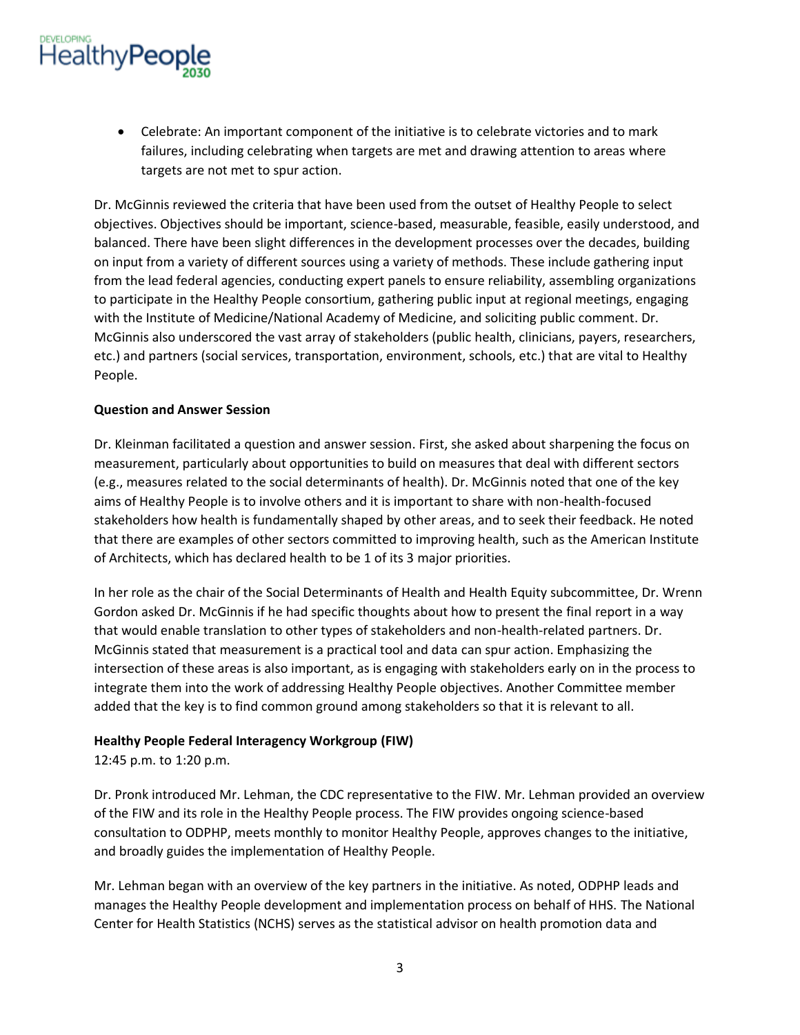- Celebrate: An important component of the initiative is to celebrate victories and to mark failures, including celebrating when targets are met and drawing attention to areas where targets are not met to spur action.

Dr. McGinnis reviewed the criteria that have been used from the outset of Healthy People to select objectives. Objectives should be important, science-based, measurable, feasible, easily understood, and balanced. There have been slight differences in the development processes over the decades, building on input from a variety of different sources using a variety of methods. These include gathering input from the lead federal agencies, conducting expert panels to ensure reliability, assembling organizations to participate in the Healthy People consortium, gathering public input at regional meetings, engaging with the Institute of Medicine/National Academy of Medicine, and soliciting public comment. Dr. McGinnis also underscored the vast array of stakeholders (public health, clinicians, payers, researchers, etc.) and partners (social services, transportation, environment, schools, etc.) that are vital to Healthy People.

**Question and Answer Session**

Dr. Kleinman facilitated a question and answer session. First, she asked about sharpening the focus on measurement, particularly about opportunities to build on measures that deal with different sectors (e.g., measures related to the social determinants of health). Dr. McGinnis noted that one of the key aims of Healthy People is to involve others and it is important to share with non-health-focused stakeholders how health is fundamentally shaped by other areas, and to seek their feedback. He noted that there are examples of other sectors committed to improving health, such as the American Institute of Architects, which has declared health to be 1 of its 3 major priorities.

In her role as the chair of the Social Determinants of Health and Health Equity subcommittee, Dr. Wrenn Gordon asked Dr. McGinnis if he had specific thoughts about how to present the final report in a way that would enable translation to other types of stakeholders and non-health-related partners. Dr. McGinnis stated that measurement is a practical tool and data can spur action. Emphasizing the intersection of these areas is also important, as is engaging with stakeholders early on in the process to integrate them into the work of addressing Healthy People objectives. Another Committee member added that the key is to find common ground among stakeholders so that it is relevant to all.

**Healthy People Federal Interagency Workgroup (FIW)**
12:45 p.m. to 1:20 p.m.

Dr. Pronk introduced Mr. Lehman, the CDC representative to the FIW. Mr. Lehman provided an overview of the FIW and its role in the Healthy People process. The FIW provides ongoing science-based consultation to ODPHP, meets monthly to monitor Healthy People, approves changes to the initiative, and broadly guides the implementation of Healthy People.

Mr. Lehman began with an overview of the key partners in the initiative. As noted, ODPHP leads and manages the Healthy People development and implementation process on behalf of HHS. The National Center for Health Statistics (NCHS) serves as the statistical advisor on health promotion data and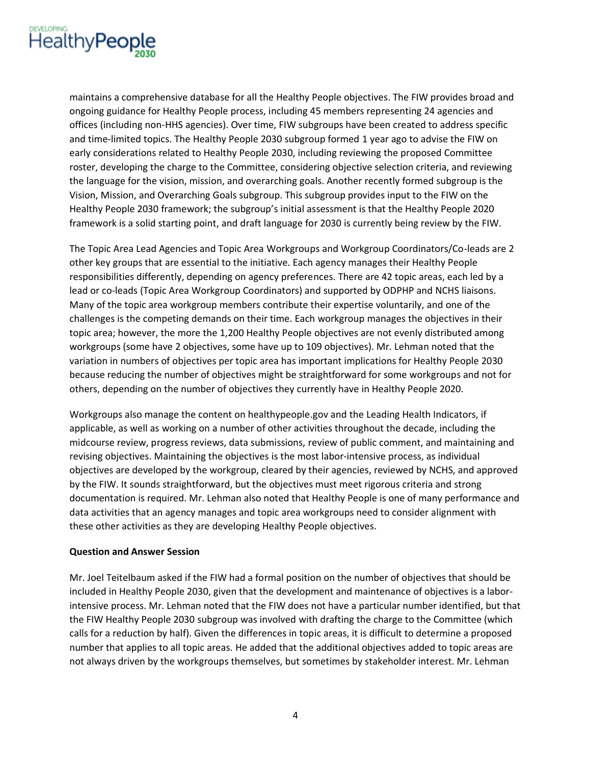maintains a comprehensive database for all the Healthy People objectives. The FIW provides broad and ongoing guidance for Healthy People process, including 45 members representing 24 agencies and offices (including non-HHS agencies). Over time, FIW subgroups have been created to address specific and time-limited topics. The Healthy People 2030 subgroup formed 1 year ago to advise the FIW on early considerations related to Healthy People 2030, including reviewing the proposed Committee roster, developing the charge to the Committee, considering objective selection criteria, and reviewing the language for the vision, mission, and overarching goals. Another recently formed subgroup is the Vision, Mission, and Overarching Goals subgroup. This subgroup provides input to the FIW on the Healthy People 2030 framework; the subgroup's initial assessment is that the Healthy People 2020 framework is a solid starting point, and draft language for 2030 is currently being review by the FIW.

The Topic Area Lead Agencies and Topic Area Workgroups and Workgroup Coordinators/Co-leads are 2 other key groups that are essential to the initiative. Each agency manages their Healthy People responsibilities differently, depending on agency preferences. There are 42 topic areas, each led by a lead or co-leads (Topic Area Workgroup Coordinators) and supported by ODPHP and NCHS liaisons. Many of the topic area workgroup members contribute their expertise voluntarily, and one of the challenges is the competing demands on their time. Each workgroup manages the objectives in their topic area; however, the more the 1,200 Healthy People objectives are not evenly distributed among workgroups (some have 2 objectives, some have up to 109 objectives). Mr. Lehman noted that the variation in numbers of objectives per topic area has important implications for Healthy People 2030 because reducing the number of objectives might be straightforward for some workgroups and not for others, depending on the number of objectives they currently have in Healthy People 2020.

Workgroups also manage the content on healthypeople.gov and the Leading Health Indicators, if applicable, as well as working on a number of other activities throughout the decade, including the midcourse review, progress reviews, data submissions, review of public comment, and maintaining and revising objectives. Maintaining the objectives is the most labor-intensive process, as individual objectives are developed by the workgroup, cleared by their agencies, reviewed by NCHS, and approved by the FIW. It sounds straightforward, but the objectives must meet rigorous criteria and strong documentation is required. Mr. Lehman also noted that Healthy People is one of many performance and data activities that an agency manages and topic area workgroups need to consider alignment with these other activities as they are developing Healthy People objectives.

**Question and Answer Session**

Mr. Joel Teitelbaum asked if the FIW had a formal position on the number of objectives that should be included in Healthy People 2030, given that the development and maintenance of objectives is a labor-intensive process. Mr. Lehman noted that the FIW does not have a particular number identified, but that the FIW Healthy People 2030 subgroup was involved with drafting the charge to the Committee (which calls for a reduction by half). Given the differences in topic areas, it is difficult to determine a proposed number that applies to all topic areas. He added that the additional objectives added to topic areas are not always driven by the workgroups themselves, but sometimes by stakeholder interest. Mr. Lehman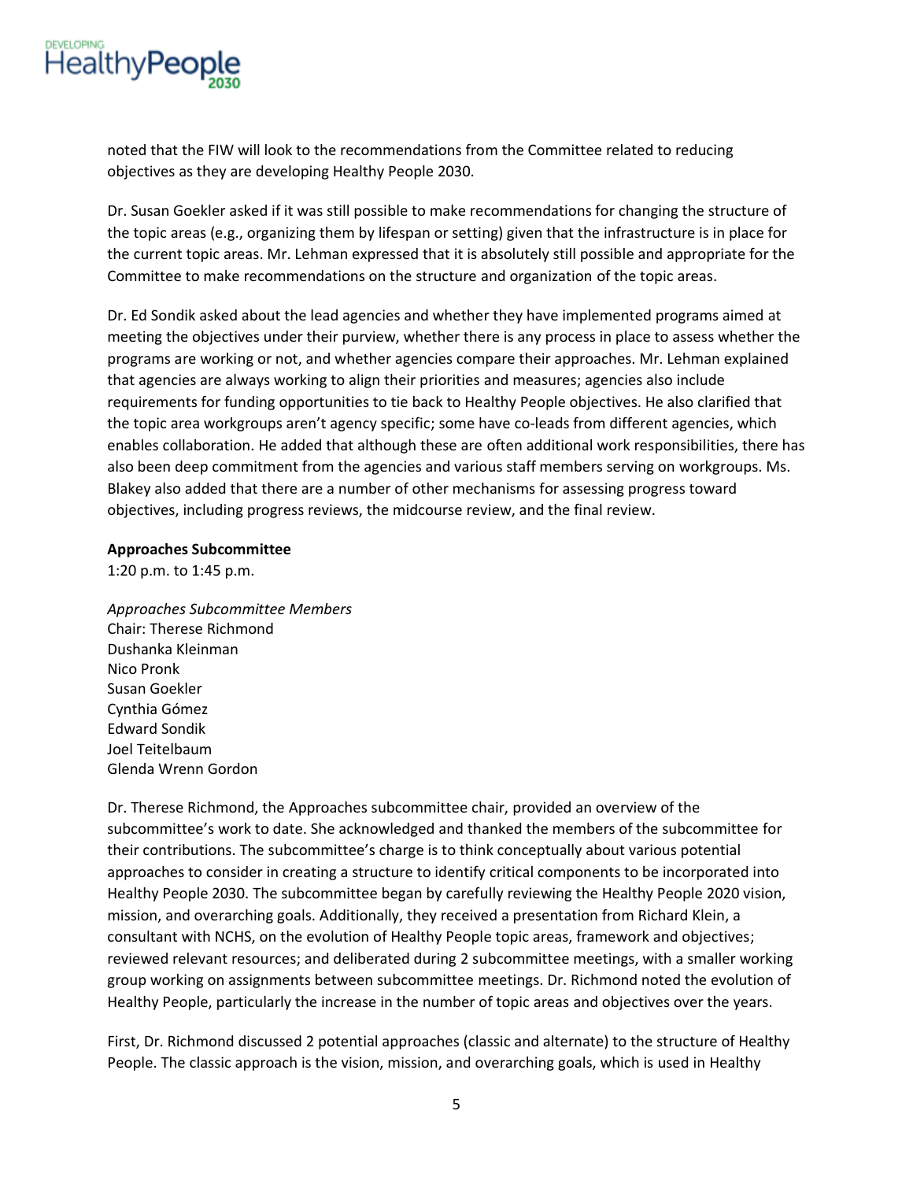noted that the FIW will look to the recommendations from the Committee related to reducing objectives as they are developing Healthy People 2030.

Dr. Susan Goekler asked if it was still possible to make recommendations for changing the structure of the topic areas (e.g., organizing them by lifespan or setting) given that the infrastructure is in place for the current topic areas. Mr. Lehman expressed that it is absolutely still possible and appropriate for the Committee to make recommendations on the structure and organization of the topic areas.

Dr. Ed Sondik asked about the lead agencies and whether they have implemented programs aimed at meeting the objectives under their purview, whether there is any process in place to assess whether the programs are working or not, and whether agencies compare their approaches. Mr. Lehman explained that agencies are always working to align their priorities and measures; agencies also include requirements for funding opportunities to tie back to Healthy People objectives. He also clarified that the topic area workgroups aren't agency specific; some have co-leads from different agencies, which enables collaboration. He added that although these are often additional work responsibilities, there has also been deep commitment from the agencies and various staff members serving on workgroups. Ms. Blakey also added that there are a number of other mechanisms for assessing progress toward objectives, including progress reviews, the midcourse review, and the final review.

**Approaches Subcommittee**
1:20 p.m. to 1:45 p.m.

*Approaches Subcommittee Members*
Chair: Therese Richmond
Dushanka Kleinman
Nico Pronk
Susan Goekler
Cynthia Gómez
Edward Sondik
Joel Teitelbaum
Glenda Wrenn Gordon

Dr. Therese Richmond, the Approaches subcommittee chair, provided an overview of the subcommittee's work to date. She acknowledged and thanked the members of the subcommittee for their contributions. The subcommittee's charge is to think conceptually about various potential approaches to consider in creating a structure to identify critical components to be incorporated into Healthy People 2030. The subcommittee began by carefully reviewing the Healthy People 2020 vision, mission, and overarching goals. Additionally, they received a presentation from Richard Klein, a consultant with NCHS, on the evolution of Healthy People topic areas, framework and objectives; reviewed relevant resources; and deliberated during 2 subcommittee meetings, with a smaller working group working on assignments between subcommittee meetings. Dr. Richmond noted the evolution of Healthy People, particularly the increase in the number of topic areas and objectives over the years.

First, Dr. Richmond discussed 2 potential approaches (classic and alternate) to the structure of Healthy People. The classic approach is the vision, mission, and overarching goals, which is used in Healthy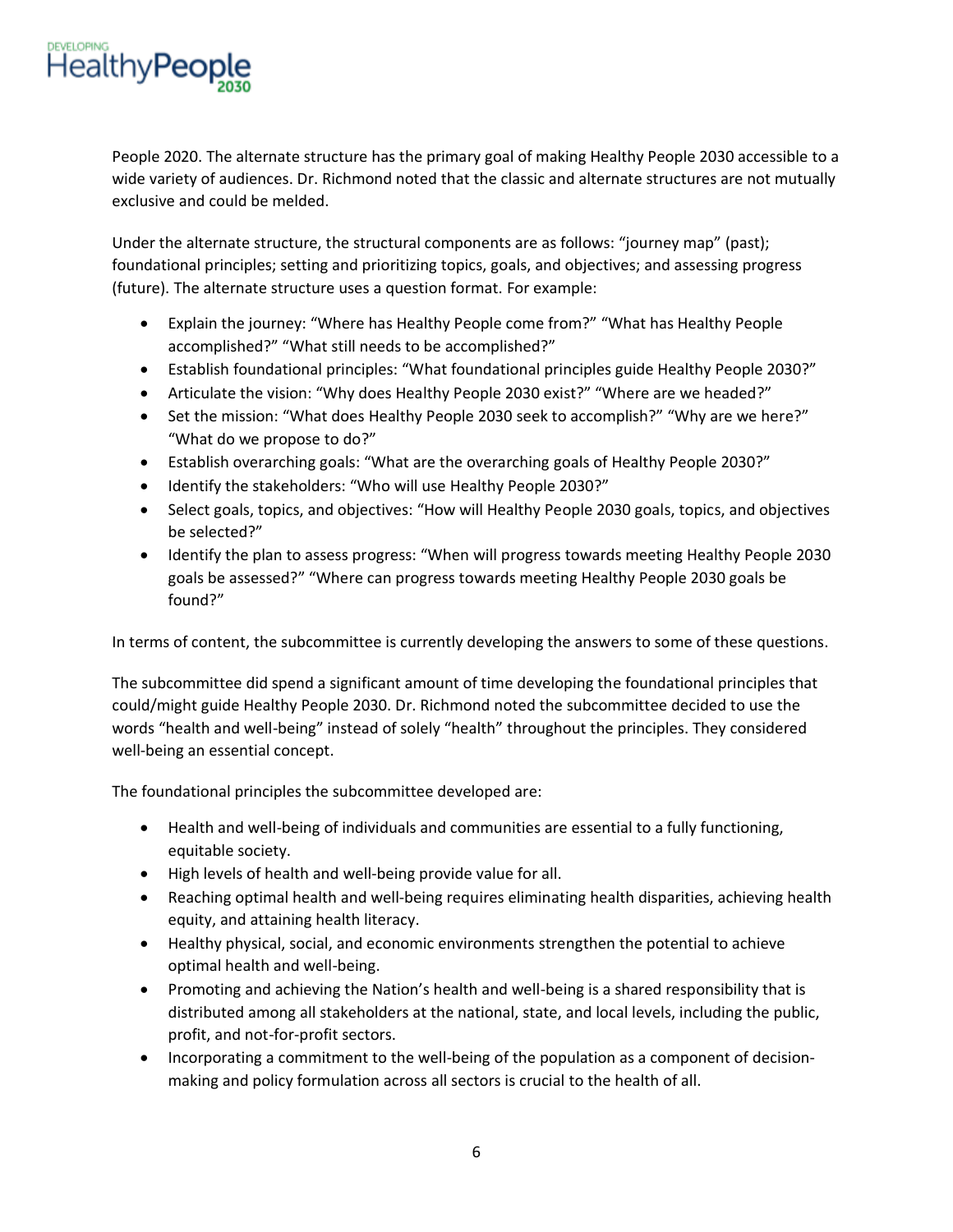People 2020. The alternate structure has the primary goal of making Healthy People 2030 accessible to a wide variety of audiences. Dr. Richmond noted that the classic and alternate structures are not mutually exclusive and could be melded.

Under the alternate structure, the structural components are as follows: "journey map" (past); foundational principles; setting and prioritizing topics, goals, and objectives; and assessing progress (future). The alternate structure uses a question format. For example:

- Explain the journey: "Where has Healthy People come from?" "What has Healthy People accomplished?" "What still needs to be accomplished?"
- Establish foundational principles: "What foundational principles guide Healthy People 2030?"
- Articulate the vision: "Why does Healthy People 2030 exist?" "Where are we headed?"
- Set the mission: "What does Healthy People 2030 seek to accomplish?" "Why are we here?" "What do we propose to do?"
- Establish overarching goals: "What are the overarching goals of Healthy People 2030?"
- Identify the stakeholders: "Who will use Healthy People 2030?"
- Select goals, topics, and objectives: "How will Healthy People 2030 goals, topics, and objectives be selected?"
- Identify the plan to assess progress: "When will progress towards meeting Healthy People 2030 goals be assessed?" "Where can progress towards meeting Healthy People 2030 goals be found?"

In terms of content, the subcommittee is currently developing the answers to some of these questions.

The subcommittee did spend a significant amount of time developing the foundational principles that could/might guide Healthy People 2030. Dr. Richmond noted the subcommittee decided to use the words "health and well-being" instead of solely "health" throughout the principles. They considered well-being an essential concept.

The foundational principles the subcommittee developed are:

- Health and well-being of individuals and communities are essential to a fully functioning, equitable society.
- High levels of health and well-being provide value for all.
- Reaching optimal health and well-being requires eliminating health disparities, achieving health equity, and attaining health literacy.
- Healthy physical, social, and economic environments strengthen the potential to achieve optimal health and well-being.
- Promoting and achieving the Nation's health and well-being is a shared responsibility that is distributed among all stakeholders at the national, state, and local levels, including the public, profit, and not-for-profit sectors.
- Incorporating a commitment to the well-being of the population as a component of decision-making and policy formulation across all sectors is crucial to the health of all.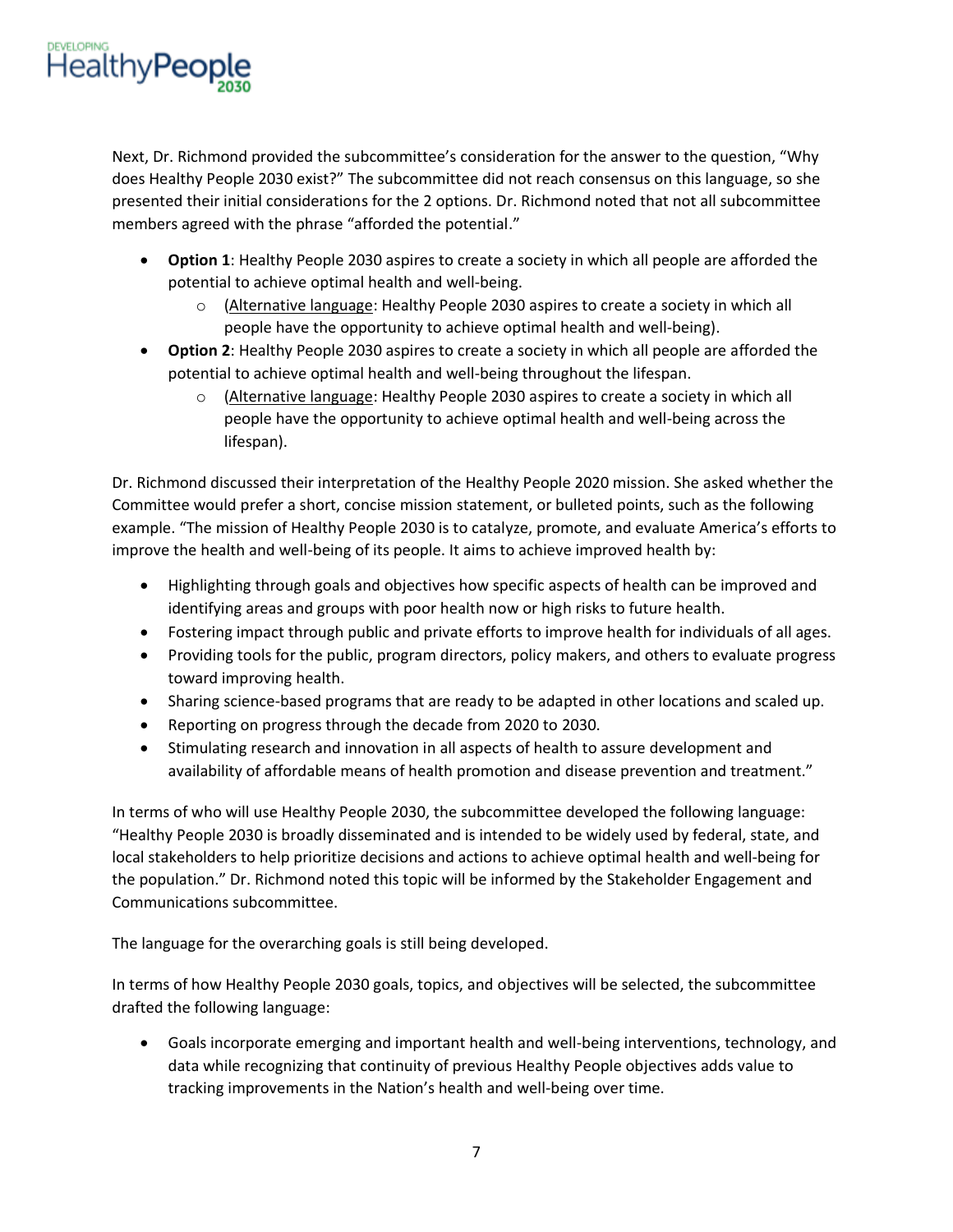Next, Dr. Richmond provided the subcommittee's consideration for the answer to the question, "Why does Healthy People 2030 exist?" The subcommittee did not reach consensus on this language, so she presented their initial considerations for the 2 options. Dr. Richmond noted that not all subcommittee members agreed with the phrase "afforded the potential."

- **Option 1**: Healthy People 2030 aspires to create a society in which all people are afforded the potential to achieve optimal health and well-being.
  - (Alternative language: Healthy People 2030 aspires to create a society in which all people have the opportunity to achieve optimal health and well-being).
- **Option 2**: Healthy People 2030 aspires to create a society in which all people are afforded the potential to achieve optimal health and well-being throughout the lifespan.
  - (Alternative language: Healthy People 2030 aspires to create a society in which all people have the opportunity to achieve optimal health and well-being across the lifespan).

Dr. Richmond discussed their interpretation of the Healthy People 2020 mission. She asked whether the Committee would prefer a short, concise mission statement, or bulleted points, such as the following example. "The mission of Healthy People 2030 is to catalyze, promote, and evaluate America's efforts to improve the health and well-being of its people. It aims to achieve improved health by:

- Highlighting through goals and objectives how specific aspects of health can be improved and identifying areas and groups with poor health now or high risks to future health.
- Fostering impact through public and private efforts to improve health for individuals of all ages.
- Providing tools for the public, program directors, policy makers, and others to evaluate progress toward improving health.
- Sharing science-based programs that are ready to be adapted in other locations and scaled up.
- Reporting on progress through the decade from 2020 to 2030.
- Stimulating research and innovation in all aspects of health to assure development and availability of affordable means of health promotion and disease prevention and treatment."

In terms of who will use Healthy People 2030, the subcommittee developed the following language: "Healthy People 2030 is broadly disseminated and is intended to be widely used by federal, state, and local stakeholders to help prioritize decisions and actions to achieve optimal health and well-being for the population." Dr. Richmond noted this topic will be informed by the Stakeholder Engagement and Communications subcommittee.

The language for the overarching goals is still being developed.

In terms of how Healthy People 2030 goals, topics, and objectives will be selected, the subcommittee drafted the following language:

- Goals incorporate emerging and important health and well-being interventions, technology, and data while recognizing that continuity of previous Healthy People objectives adds value to tracking improvements in the Nation's health and well-being over time.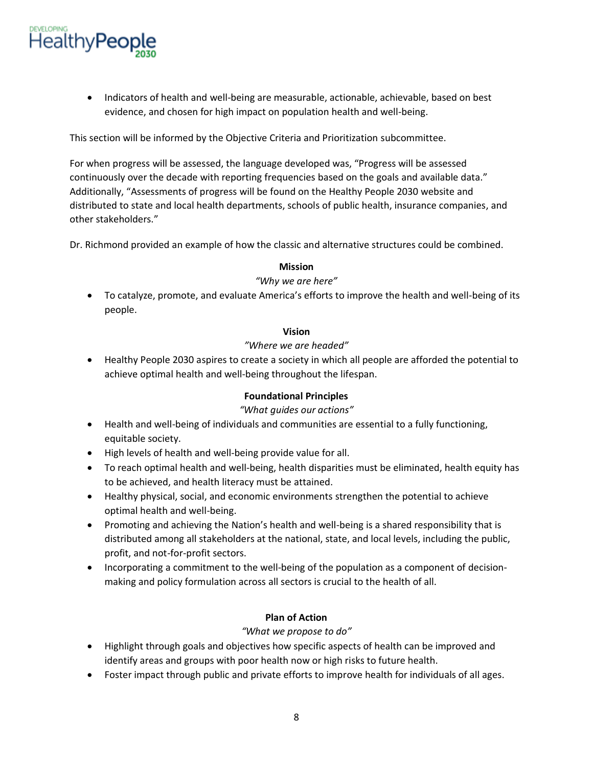- Indicators of health and well-being are measurable, actionable, achievable, based on best evidence, and chosen for high impact on population health and well-being.

This section will be informed by the Objective Criteria and Prioritization subcommittee.

For when progress will be assessed, the language developed was, "Progress will be assessed continuously over the decade with reporting frequencies based on the goals and available data." Additionally, "Assessments of progress will be found on the Healthy People 2030 website and distributed to state and local health departments, schools of public health, insurance companies, and other stakeholders."

Dr. Richmond provided an example of how the classic and alternative structures could be combined.

**Mission**

*"Why we are here"*

- To catalyze, promote, and evaluate America's efforts to improve the health and well-being of its people.

**Vision**

*"Where we are headed"*

- Healthy People 2030 aspires to create a society in which all people are afforded the potential to achieve optimal health and well-being throughout the lifespan.

**Foundational Principles**

*"What guides our actions"*

- Health and well-being of individuals and communities are essential to a fully functioning, equitable society.
- High levels of health and well-being provide value for all.
- To reach optimal health and well-being, health disparities must be eliminated, health equity has to be achieved, and health literacy must be attained.
- Healthy physical, social, and economic environments strengthen the potential to achieve optimal health and well-being.
- Promoting and achieving the Nation's health and well-being is a shared responsibility that is distributed among all stakeholders at the national, state, and local levels, including the public, profit, and not-for-profit sectors.
- Incorporating a commitment to the well-being of the population as a component of decision-making and policy formulation across all sectors is crucial to the health of all.

**Plan of Action**

*"What we propose to do"*

- Highlight through goals and objectives how specific aspects of health can be improved and identify areas and groups with poor health now or high risks to future health.
- Foster impact through public and private efforts to improve health for individuals of all ages.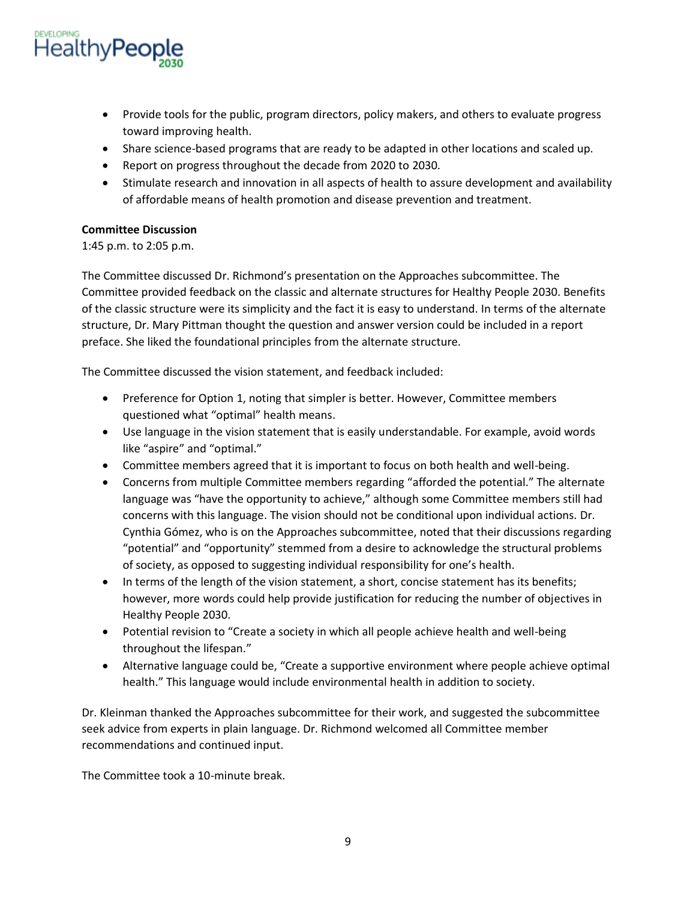- Provide tools for the public, program directors, policy makers, and others to evaluate progress toward improving health.
- Share science-based programs that are ready to be adapted in other locations and scaled up.
- Report on progress throughout the decade from 2020 to 2030.
- Stimulate research and innovation in all aspects of health to assure development and availability of affordable means of health promotion and disease prevention and treatment.

**Committee Discussion**
1:45 p.m. to 2:05 p.m.

The Committee discussed Dr. Richmond's presentation on the Approaches subcommittee. The Committee provided feedback on the classic and alternate structures for Healthy People 2030. Benefits of the classic structure were its simplicity and the fact it is easy to understand. In terms of the alternate structure, Dr. Mary Pittman thought the question and answer version could be included in a report preface. She liked the foundational principles from the alternate structure.

The Committee discussed the vision statement, and feedback included:

- Preference for Option 1, noting that simpler is better. However, Committee members questioned what "optimal" health means.
- Use language in the vision statement that is easily understandable. For example, avoid words like "aspire" and "optimal."
- Committee members agreed that it is important to focus on both health and well-being.
- Concerns from multiple Committee members regarding "afforded the potential." The alternate language was "have the opportunity to achieve," although some Committee members still had concerns with this language. The vision should not be conditional upon individual actions. Dr. Cynthia Gómez, who is on the Approaches subcommittee, noted that their discussions regarding "potential" and "opportunity" stemmed from a desire to acknowledge the structural problems of society, as opposed to suggesting individual responsibility for one's health.
- In terms of the length of the vision statement, a short, concise statement has its benefits; however, more words could help provide justification for reducing the number of objectives in Healthy People 2030.
- Potential revision to "Create a society in which all people achieve health and well-being throughout the lifespan."
- Alternative language could be, "Create a supportive environment where people achieve optimal health." This language would include environmental health in addition to society.

Dr. Kleinman thanked the Approaches subcommittee for their work, and suggested the subcommittee seek advice from experts in plain language. Dr. Richmond welcomed all Committee member recommendations and continued input.

The Committee took a 10-minute break.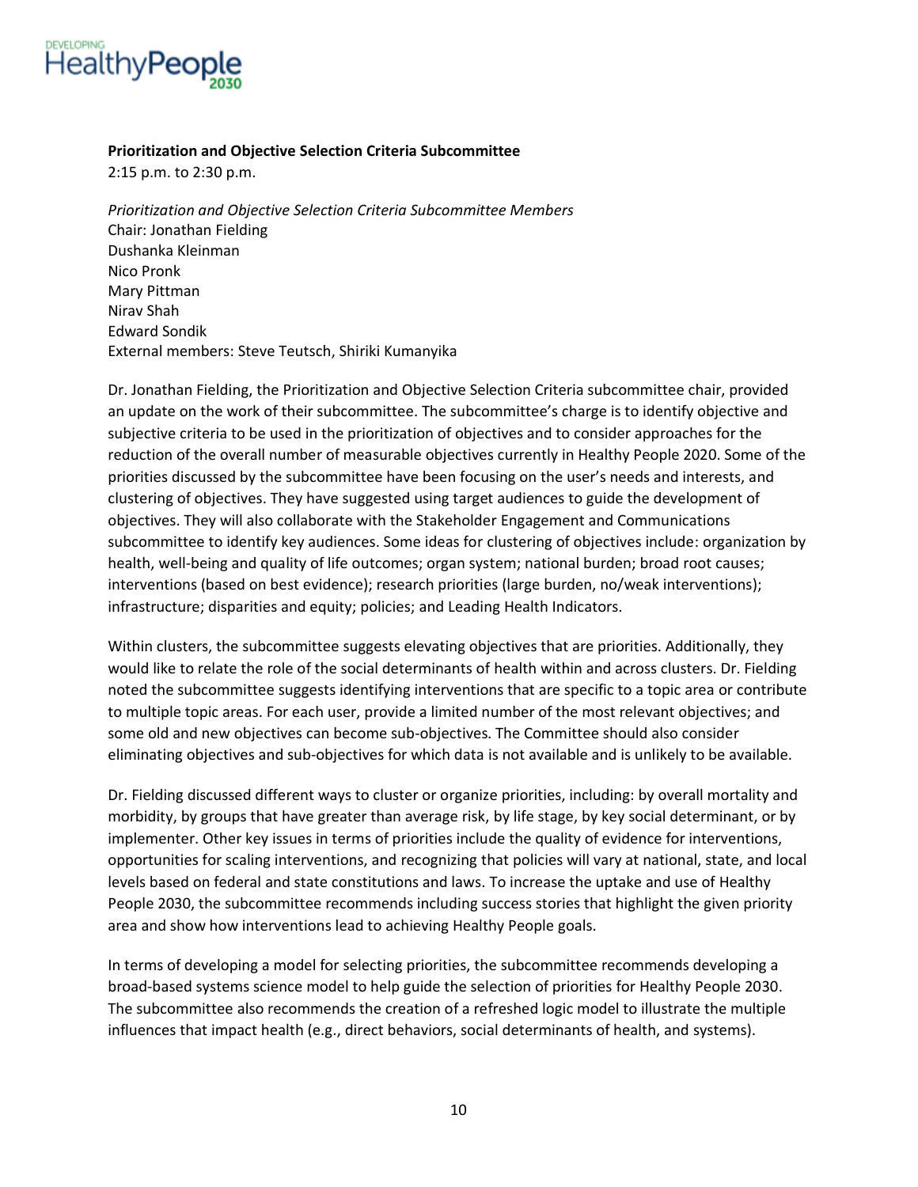**Prioritization and Objective Selection Criteria Subcommittee**
2:15 p.m. to 2:30 p.m.

*Prioritization and Objective Selection Criteria Subcommittee Members*
Chair: Jonathan Fielding
Dushanka Kleinman
Nico Pronk
Mary Pittman
Nirav Shah
Edward Sondik
External members: Steve Teutsch, Shiriki Kumanyika

Dr. Jonathan Fielding, the Prioritization and Objective Selection Criteria subcommittee chair, provided an update on the work of their subcommittee. The subcommittee's charge is to identify objective and subjective criteria to be used in the prioritization of objectives and to consider approaches for the reduction of the overall number of measurable objectives currently in Healthy People 2020. Some of the priorities discussed by the subcommittee have been focusing on the user's needs and interests, and clustering of objectives. They have suggested using target audiences to guide the development of objectives. They will also collaborate with the Stakeholder Engagement and Communications subcommittee to identify key audiences. Some ideas for clustering of objectives include: organization by health, well-being and quality of life outcomes; organ system; national burden; broad root causes; interventions (based on best evidence); research priorities (large burden, no/weak interventions); infrastructure; disparities and equity; policies; and Leading Health Indicators.

Within clusters, the subcommittee suggests elevating objectives that are priorities. Additionally, they would like to relate the role of the social determinants of health within and across clusters. Dr. Fielding noted the subcommittee suggests identifying interventions that are specific to a topic area or contribute to multiple topic areas. For each user, provide a limited number of the most relevant objectives; and some old and new objectives can become sub-objectives. The Committee should also consider eliminating objectives and sub-objectives for which data is not available and is unlikely to be available.

Dr. Fielding discussed different ways to cluster or organize priorities, including: by overall mortality and morbidity, by groups that have greater than average risk, by life stage, by key social determinant, or by implementer. Other key issues in terms of priorities include the quality of evidence for interventions, opportunities for scaling interventions, and recognizing that policies will vary at national, state, and local levels based on federal and state constitutions and laws. To increase the uptake and use of Healthy People 2030, the subcommittee recommends including success stories that highlight the given priority area and show how interventions lead to achieving Healthy People goals.

In terms of developing a model for selecting priorities, the subcommittee recommends developing a broad-based systems science model to help guide the selection of priorities for Healthy People 2030. The subcommittee also recommends the creation of a refreshed logic model to illustrate the multiple influences that impact health (e.g., direct behaviors, social determinants of health, and systems).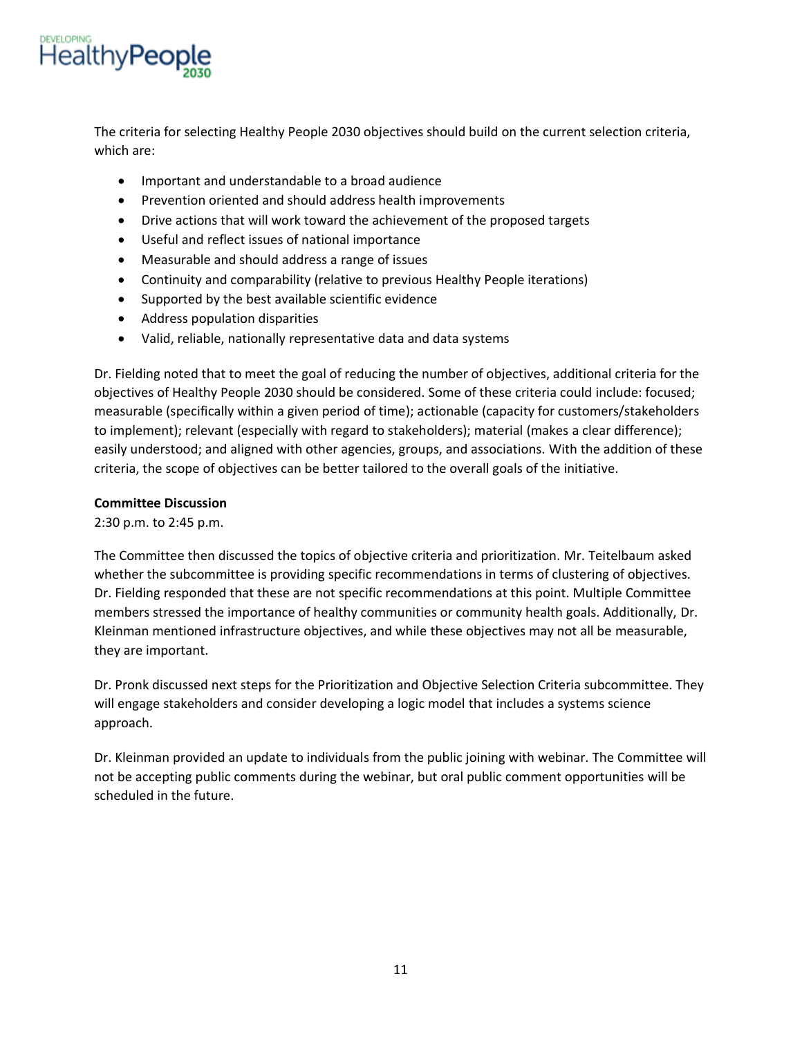The criteria for selecting Healthy People 2030 objectives should build on the current selection criteria, which are:

- Important and understandable to a broad audience
- Prevention oriented and should address health improvements
- Drive actions that will work toward the achievement of the proposed targets
- Useful and reflect issues of national importance
- Measurable and should address a range of issues
- Continuity and comparability (relative to previous Healthy People iterations)
- Supported by the best available scientific evidence
- Address population disparities
- Valid, reliable, nationally representative data and data systems

Dr. Fielding noted that to meet the goal of reducing the number of objectives, additional criteria for the objectives of Healthy People 2030 should be considered. Some of these criteria could include: focused; measurable (specifically within a given period of time); actionable (capacity for customers/stakeholders to implement); relevant (especially with regard to stakeholders); material (makes a clear difference); easily understood; and aligned with other agencies, groups, and associations. With the addition of these criteria, the scope of objectives can be better tailored to the overall goals of the initiative.

**Committee Discussion**
2:30 p.m. to 2:45 p.m.

The Committee then discussed the topics of objective criteria and prioritization. Mr. Teitelbaum asked whether the subcommittee is providing specific recommendations in terms of clustering of objectives. Dr. Fielding responded that these are not specific recommendations at this point. Multiple Committee members stressed the importance of healthy communities or community health goals. Additionally, Dr. Kleinman mentioned infrastructure objectives, and while these objectives may not all be measurable, they are important.

Dr. Pronk discussed next steps for the Prioritization and Objective Selection Criteria subcommittee. They will engage stakeholders and consider developing a logic model that includes a systems science approach.

Dr. Kleinman provided an update to individuals from the public joining with webinar. The Committee will not be accepting public comments during the webinar, but oral public comment opportunities will be scheduled in the future.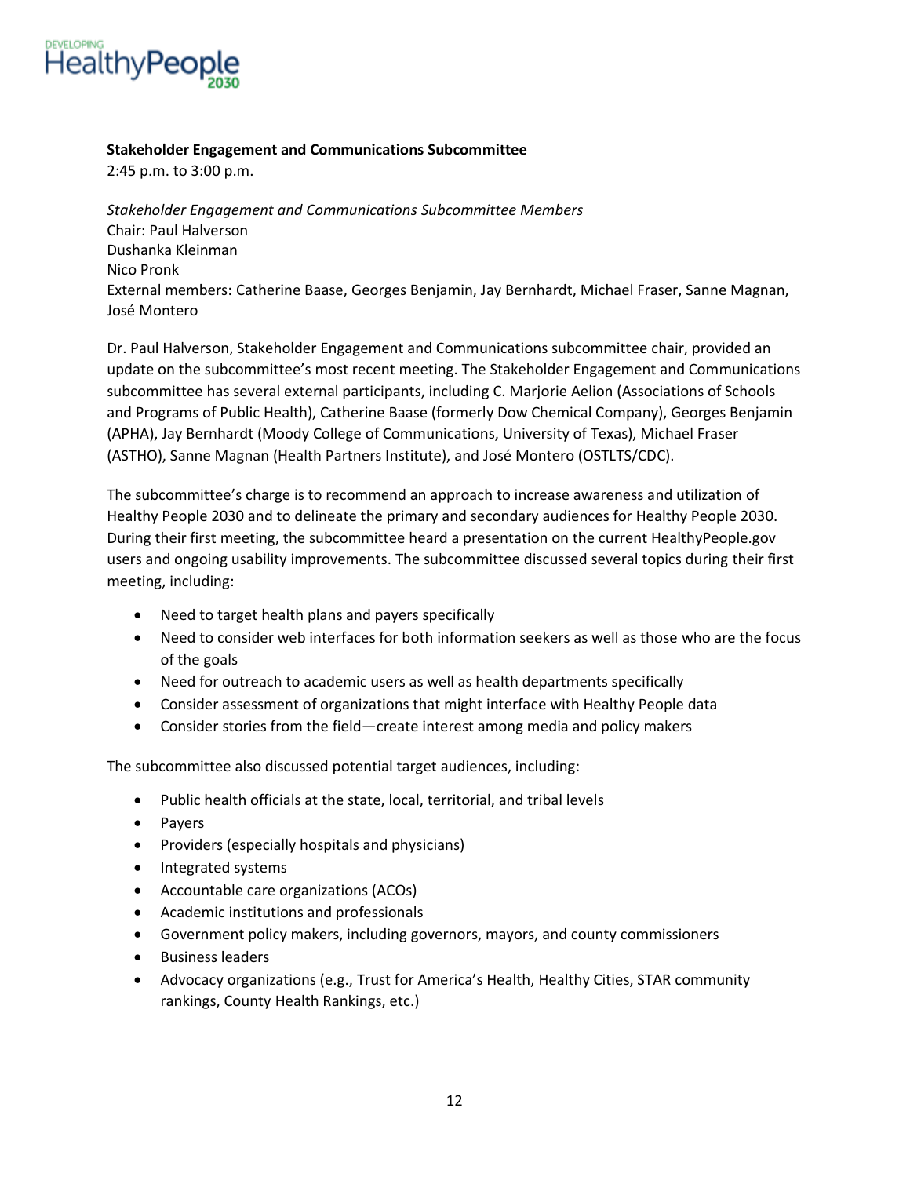**Stakeholder Engagement and Communications Subcommittee**
2:45 p.m. to 3:00 p.m.

*Stakeholder Engagement and Communications Subcommittee Members*
Chair: Paul Halverson
Dushanka Kleinman
Nico Pronk
External members: Catherine Baase, Georges Benjamin, Jay Bernhardt, Michael Fraser, Sanne Magnan, José Montero

Dr. Paul Halverson, Stakeholder Engagement and Communications subcommittee chair, provided an update on the subcommittee's most recent meeting. The Stakeholder Engagement and Communications subcommittee has several external participants, including C. Marjorie Aelion (Associations of Schools and Programs of Public Health), Catherine Baase (formerly Dow Chemical Company), Georges Benjamin (APHA), Jay Bernhardt (Moody College of Communications, University of Texas), Michael Fraser (ASTHO), Sanne Magnan (Health Partners Institute), and José Montero (OSTLTS/CDC).

The subcommittee's charge is to recommend an approach to increase awareness and utilization of Healthy People 2030 and to delineate the primary and secondary audiences for Healthy People 2030. During their first meeting, the subcommittee heard a presentation on the current HealthyPeople.gov users and ongoing usability improvements. The subcommittee discussed several topics during their first meeting, including:

- Need to target health plans and payers specifically
- Need to consider web interfaces for both information seekers as well as those who are the focus of the goals
- Need for outreach to academic users as well as health departments specifically
- Consider assessment of organizations that might interface with Healthy People data
- Consider stories from the field—create interest among media and policy makers

The subcommittee also discussed potential target audiences, including:

- Public health officials at the state, local, territorial, and tribal levels
- Payers
- Providers (especially hospitals and physicians)
- Integrated systems
- Accountable care organizations (ACOs)
- Academic institutions and professionals
- Government policy makers, including governors, mayors, and county commissioners
- Business leaders
- Advocacy organizations (e.g., Trust for America's Health, Healthy Cities, STAR community rankings, County Health Rankings, etc.)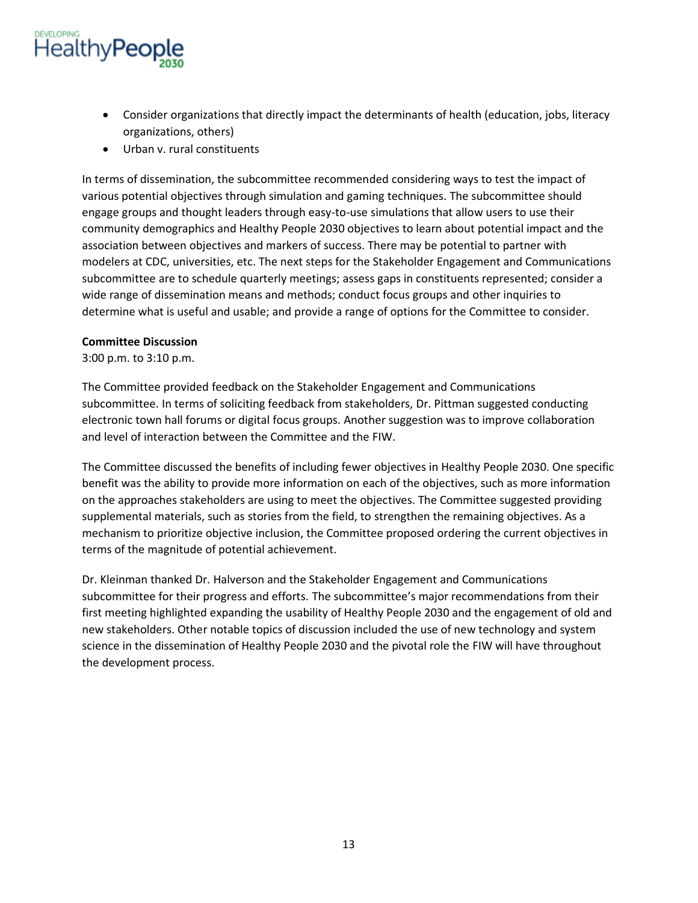- Consider organizations that directly impact the determinants of health (education, jobs, literacy organizations, others)
- Urban v. rural constituents

In terms of dissemination, the subcommittee recommended considering ways to test the impact of various potential objectives through simulation and gaming techniques. The subcommittee should engage groups and thought leaders through easy-to-use simulations that allow users to use their community demographics and Healthy People 2030 objectives to learn about potential impact and the association between objectives and markers of success. There may be potential to partner with modelers at CDC, universities, etc. The next steps for the Stakeholder Engagement and Communications subcommittee are to schedule quarterly meetings; assess gaps in constituents represented; consider a wide range of dissemination means and methods; conduct focus groups and other inquiries to determine what is useful and usable; and provide a range of options for the Committee to consider.

**Committee Discussion**
3:00 p.m. to 3:10 p.m.

The Committee provided feedback on the Stakeholder Engagement and Communications subcommittee. In terms of soliciting feedback from stakeholders, Dr. Pittman suggested conducting electronic town hall forums or digital focus groups. Another suggestion was to improve collaboration and level of interaction between the Committee and the FIW.

The Committee discussed the benefits of including fewer objectives in Healthy People 2030. One specific benefit was the ability to provide more information on each of the objectives, such as more information on the approaches stakeholders are using to meet the objectives. The Committee suggested providing supplemental materials, such as stories from the field, to strengthen the remaining objectives. As a mechanism to prioritize objective inclusion, the Committee proposed ordering the current objectives in terms of the magnitude of potential achievement.

Dr. Kleinman thanked Dr. Halverson and the Stakeholder Engagement and Communications subcommittee for their progress and efforts. The subcommittee's major recommendations from their first meeting highlighted expanding the usability of Healthy People 2030 and the engagement of old and new stakeholders. Other notable topics of discussion included the use of new technology and system science in the dissemination of Healthy People 2030 and the pivotal role the FIW will have throughout the development process.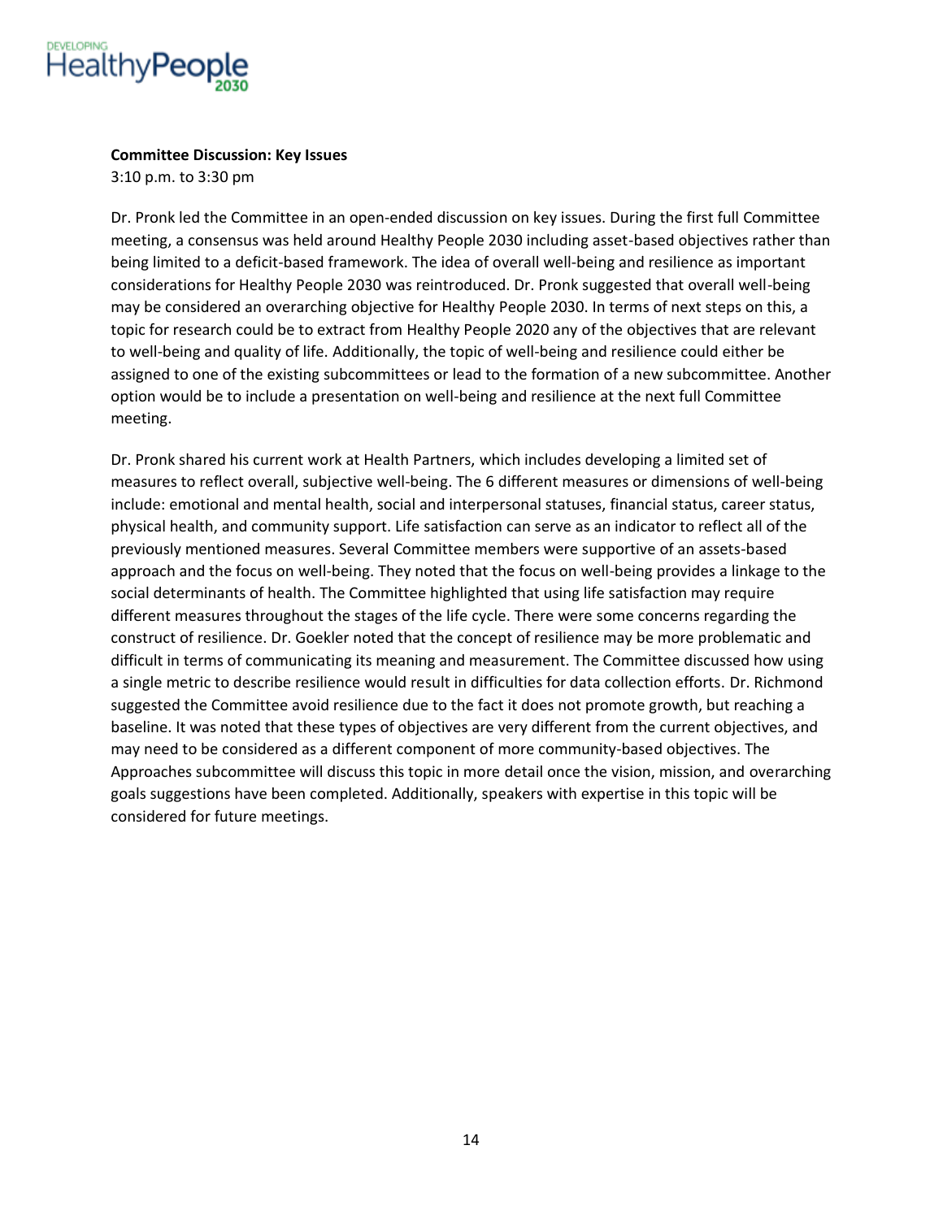**Committee Discussion: Key Issues**

3:10 p.m. to 3:30 pm

Dr. Pronk led the Committee in an open-ended discussion on key issues. During the first full Committee meeting, a consensus was held around Healthy People 2030 including asset-based objectives rather than being limited to a deficit-based framework. The idea of overall well-being and resilience as important considerations for Healthy People 2030 was reintroduced. Dr. Pronk suggested that overall well-being may be considered an overarching objective for Healthy People 2030. In terms of next steps on this, a topic for research could be to extract from Healthy People 2020 any of the objectives that are relevant to well-being and quality of life. Additionally, the topic of well-being and resilience could either be assigned to one of the existing subcommittees or lead to the formation of a new subcommittee. Another option would be to include a presentation on well-being and resilience at the next full Committee meeting.

Dr. Pronk shared his current work at Health Partners, which includes developing a limited set of measures to reflect overall, subjective well-being. The 6 different measures or dimensions of well-being include: emotional and mental health, social and interpersonal statuses, financial status, career status, physical health, and community support. Life satisfaction can serve as an indicator to reflect all of the previously mentioned measures. Several Committee members were supportive of an assets-based approach and the focus on well-being. They noted that the focus on well-being provides a linkage to the social determinants of health. The Committee highlighted that using life satisfaction may require different measures throughout the stages of the life cycle. There were some concerns regarding the construct of resilience. Dr. Goekler noted that the concept of resilience may be more problematic and difficult in terms of communicating its meaning and measurement. The Committee discussed how using a single metric to describe resilience would result in difficulties for data collection efforts. Dr. Richmond suggested the Committee avoid resilience due to the fact it does not promote growth, but reaching a baseline. It was noted that these types of objectives are very different from the current objectives, and may need to be considered as a different component of more community-based objectives. The Approaches subcommittee will discuss this topic in more detail once the vision, mission, and overarching goals suggestions have been completed. Additionally, speakers with expertise in this topic will be considered for future meetings.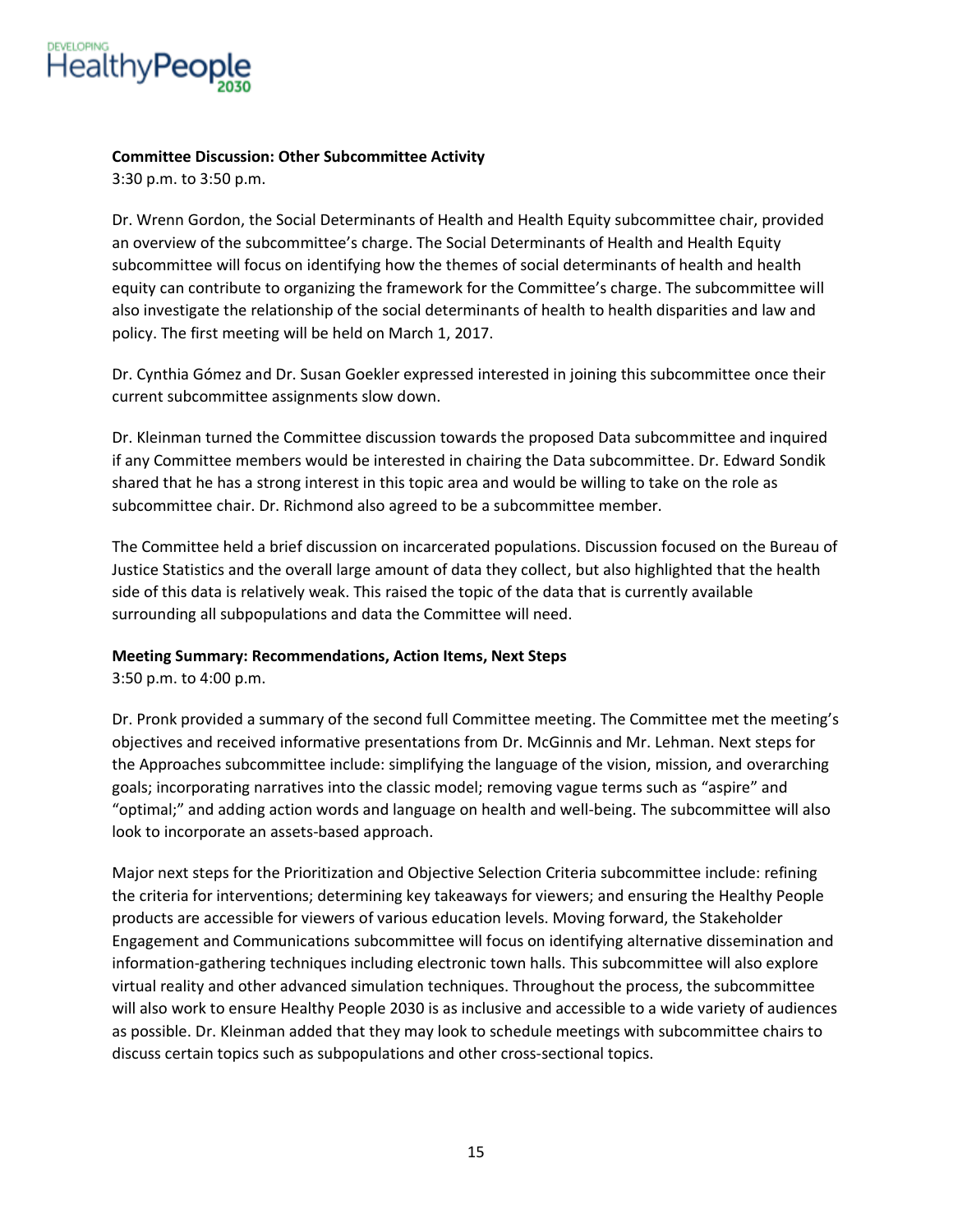**Committee Discussion: Other Subcommittee Activity**

3:30 p.m. to 3:50 p.m.

Dr. Wrenn Gordon, the Social Determinants of Health and Health Equity subcommittee chair, provided an overview of the subcommittee's charge. The Social Determinants of Health and Health Equity subcommittee will focus on identifying how the themes of social determinants of health and health equity can contribute to organizing the framework for the Committee's charge. The subcommittee will also investigate the relationship of the social determinants of health to health disparities and law and policy. The first meeting will be held on March 1, 2017.

Dr. Cynthia Gómez and Dr. Susan Goekler expressed interested in joining this subcommittee once their current subcommittee assignments slow down.

Dr. Kleinman turned the Committee discussion towards the proposed Data subcommittee and inquired if any Committee members would be interested in chairing the Data subcommittee. Dr. Edward Sondik shared that he has a strong interest in this topic area and would be willing to take on the role as subcommittee chair. Dr. Richmond also agreed to be a subcommittee member.

The Committee held a brief discussion on incarcerated populations. Discussion focused on the Bureau of Justice Statistics and the overall large amount of data they collect, but also highlighted that the health side of this data is relatively weak. This raised the topic of the data that is currently available surrounding all subpopulations and data the Committee will need.

**Meeting Summary: Recommendations, Action Items, Next Steps**

3:50 p.m. to 4:00 p.m.

Dr. Pronk provided a summary of the second full Committee meeting. The Committee met the meeting's objectives and received informative presentations from Dr. McGinnis and Mr. Lehman. Next steps for the Approaches subcommittee include: simplifying the language of the vision, mission, and overarching goals; incorporating narratives into the classic model; removing vague terms such as "aspire" and "optimal;" and adding action words and language on health and well-being. The subcommittee will also look to incorporate an assets-based approach.

Major next steps for the Prioritization and Objective Selection Criteria subcommittee include: refining the criteria for interventions; determining key takeaways for viewers; and ensuring the Healthy People products are accessible for viewers of various education levels. Moving forward, the Stakeholder Engagement and Communications subcommittee will focus on identifying alternative dissemination and information-gathering techniques including electronic town halls. This subcommittee will also explore virtual reality and other advanced simulation techniques. Throughout the process, the subcommittee will also work to ensure Healthy People 2030 is as inclusive and accessible to a wide variety of audiences as possible. Dr. Kleinman added that they may look to schedule meetings with subcommittee chairs to discuss certain topics such as subpopulations and other cross-sectional topics.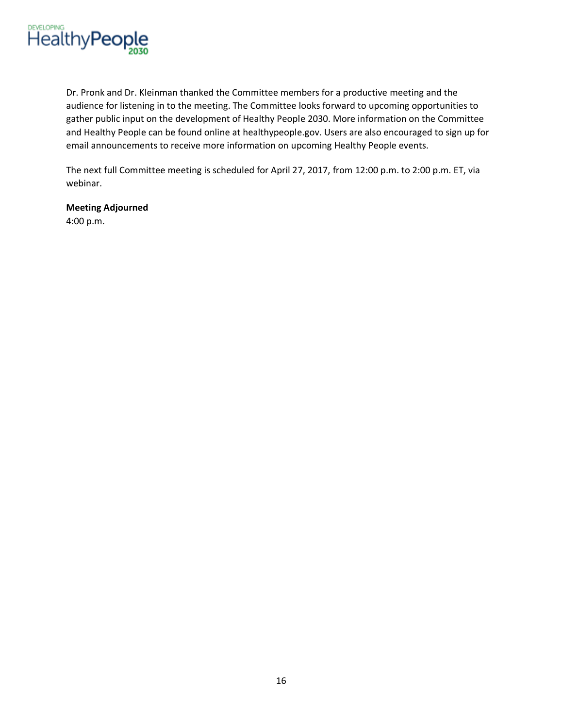Dr. Pronk and Dr. Kleinman thanked the Committee members for a productive meeting and the audience for listening in to the meeting. The Committee looks forward to upcoming opportunities to gather public input on the development of Healthy People 2030. More information on the Committee and Healthy People can be found online at healthypeople.gov. Users are also encouraged to sign up for email announcements to receive more information on upcoming Healthy People events.

The next full Committee meeting is scheduled for April 27, 2017, from 12:00 p.m. to 2:00 p.m. ET, via webinar.

**Meeting Adjourned**
4:00 p.m.